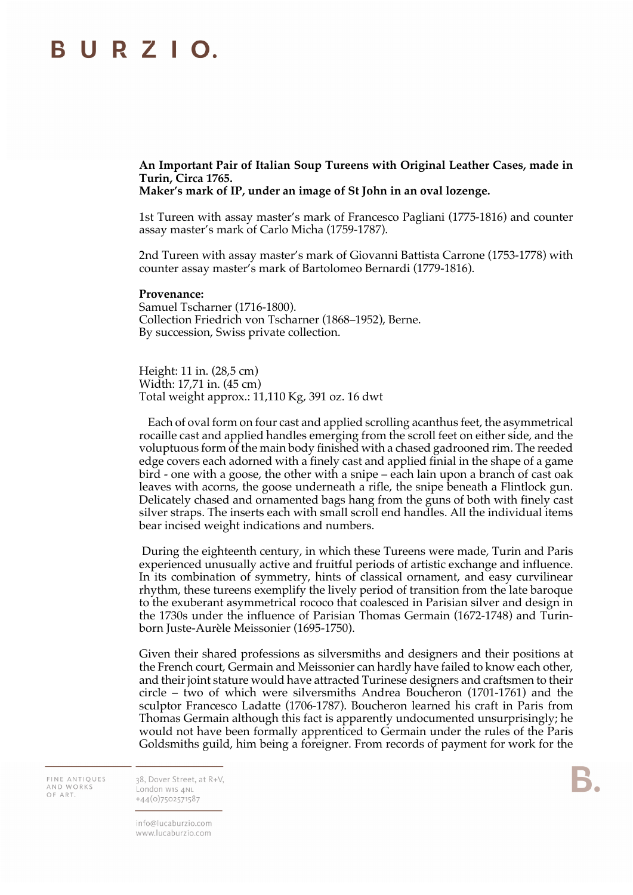**An Important Pair of Italian Soup Tureens with Original Leather Cases, made in Turin, Circa 1765.**
**Maker's mark of IP, under an image of St John in an oval lozenge.**

1st Tureen with assay master's mark of Francesco Pagliani (1775-1816) and counter assay master's mark of Carlo Micha (1759-1787).

2nd Tureen with assay master's mark of Giovanni Battista Carrone (1753-1778) with counter assay master's mark of Bartolomeo Bernardi (1779-1816).

**Provenance:**
Samuel Tscharner (1716-1800).
Collection Friedrich von Tscharner (1868–1952), Berne.
By succession, Swiss private collection.

Height: 11 in. (28,5 cm)
Width: 17,71 in. (45 cm)
Total weight approx.: 11,110 Kg, 391 oz. 16 dwt

Each of oval form on four cast and applied scrolling acanthus feet, the asymmetrical rocaille cast and applied handles emerging from the scroll feet on either side, and the voluptuous form of the main body finished with a chased gadrooned rim. The reeded edge covers each adorned with a finely cast and applied finial in the shape of a game bird - one with a goose, the other with a snipe – each lain upon a branch of cast oak leaves with acorns, the goose underneath a rifle, the snipe beneath a Flintlock gun. Delicately chased and ornamented bags hang from the guns of both with finely cast silver straps. The inserts each with small scroll end handles. All the individual items bear incised weight indications and numbers.

During the eighteenth century, in which these Tureens were made, Turin and Paris experienced unusually active and fruitful periods of artistic exchange and influence. In its combination of symmetry, hints of classical ornament, and easy curvilinear rhythm, these tureens exemplify the lively period of transition from the late baroque to the exuberant asymmetrical rococo that coalesced in Parisian silver and design in the 1730s under the influence of Parisian Thomas Germain (1672-1748) and Turin-born Juste-Aurèle Meissonier (1695-1750).

Given their shared professions as silversmiths and designers and their positions at the French court, Germain and Meissonier can hardly have failed to know each other, and their joint stature would have attracted Turinese designers and craftsmen to their circle – two of which were silversmiths Andrea Boucheron (1701-1761) and the sculptor Francesco Ladatte (1706-1787). Boucheron learned his craft in Paris from Thomas Germain although this fact is apparently undocumented unsurprisingly; he would not have been formally apprenticed to Germain under the rules of the Paris Goldsmiths guild, him being a foreigner. From records of payment for work for the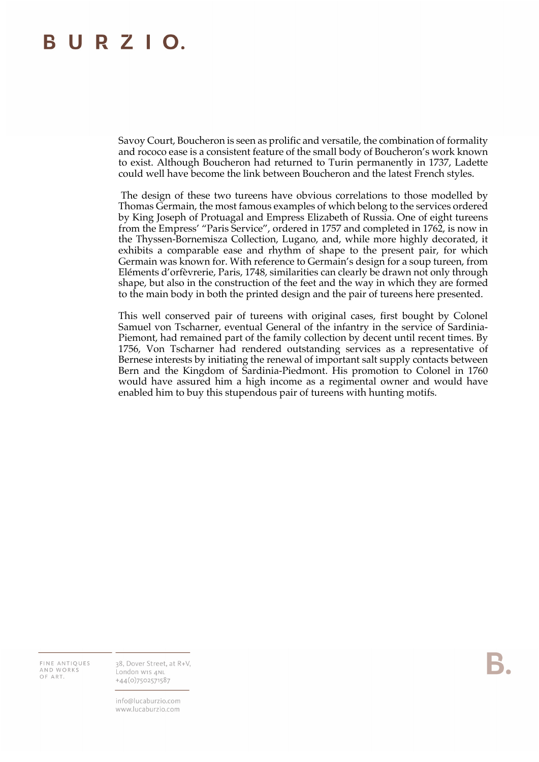Savoy Court, Boucheron is seen as prolific and versatile, the combination of formality and rococo ease is a consistent feature of the small body of Boucheron's work known to exist. Although Boucheron had returned to Turin permanently in 1737, Ladette could well have become the link between Boucheron and the latest French styles.

The design of these two tureens have obvious correlations to those modelled by Thomas Germain, the most famous examples of which belong to the services ordered by King Joseph of Protuagal and Empress Elizabeth of Russia. One of eight tureens from the Empress' "Paris Service", ordered in 1757 and completed in 1762, is now in the Thyssen-Bornemisza Collection, Lugano, and, while more highly decorated, it exhibits a comparable ease and rhythm of shape to the present pair, for which Germain was known for. With reference to Germain's design for a soup tureen, from Eléments d'orfèvrerie, Paris, 1748, similarities can clearly be drawn not only through shape, but also in the construction of the feet and the way in which they are formed to the main body in both the printed design and the pair of tureens here presented.

This well conserved pair of tureens with original cases, first bought by Colonel Samuel von Tscharner, eventual General of the infantry in the service of Sardinia-Piemont, had remained part of the family collection by decent until recent times. By 1756, Von Tscharner had rendered outstanding services as a representative of Bernese interests by initiating the renewal of important salt supply contacts between Bern and the Kingdom of Sardinia-Piedmont. His promotion to Colonel in 1760 would have assured him a high income as a regimental owner and would have enabled him to buy this stupendous pair of tureens with hunting motifs.